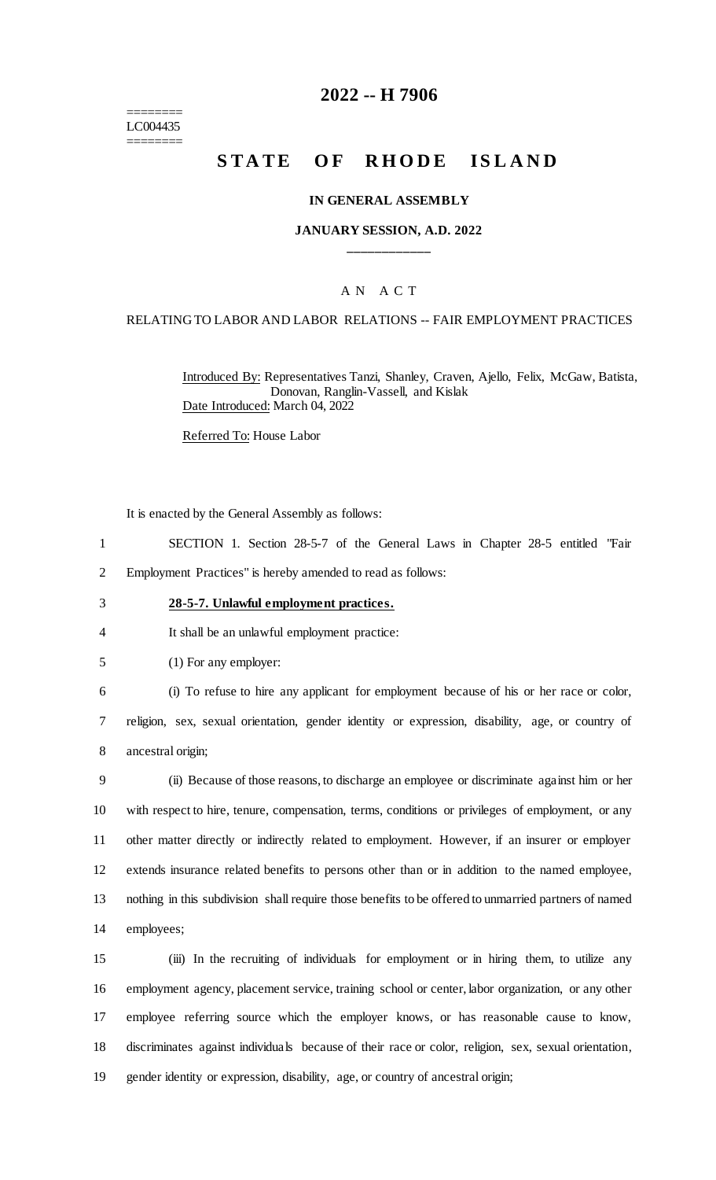========
LC004435
========

# 2022 -- H 7906

# STATE OF RHODE ISLAND

**IN GENERAL ASSEMBLY**

**JANUARY SESSION, A.D. 2022**

\_\_\_\_\_\_\_\_\_\_\_\_

A N A C T

RELATING TO LABOR AND LABOR RELATIONS -- FAIR EMPLOYMENT PRACTICES

Introduced By: Representatives Tanzi, Shanley, Craven, Ajello, Felix, McGaw, Batista, Donovan, Ranglin-Vassell, and Kislak

Date Introduced: March 04, 2022

Referred To: House Labor

It is enacted by the General Assembly as follows:

1 SECTION 1. Section 28-5-7 of the General Laws in Chapter 28-5 entitled "Fair
2 Employment Practices" is hereby amended to read as follows:

3 **28-5-7. Unlawful employment practices.**

4 It shall be an unlawful employment practice:

5 (1) For any employer:

6 (i) To refuse to hire any applicant for employment because of his or her race or color,
7 religion, sex, sexual orientation, gender identity or expression, disability, age, or country of
8 ancestral origin;

9 (ii) Because of those reasons, to discharge an employee or discriminate against him or her
10 with respect to hire, tenure, compensation, terms, conditions or privileges of employment, or any
11 other matter directly or indirectly related to employment. However, if an insurer or employer
12 extends insurance related benefits to persons other than or in addition to the named employee,
13 nothing in this subdivision shall require those benefits to be offered to unmarried partners of named
14 employees;

15 (iii) In the recruiting of individuals for employment or in hiring them, to utilize any
16 employment agency, placement service, training school or center, labor organization, or any other
17 employee referring source which the employer knows, or has reasonable cause to know,
18 discriminates against individuals because of their race or color, religion, sex, sexual orientation,
19 gender identity or expression, disability, age, or country of ancestral origin;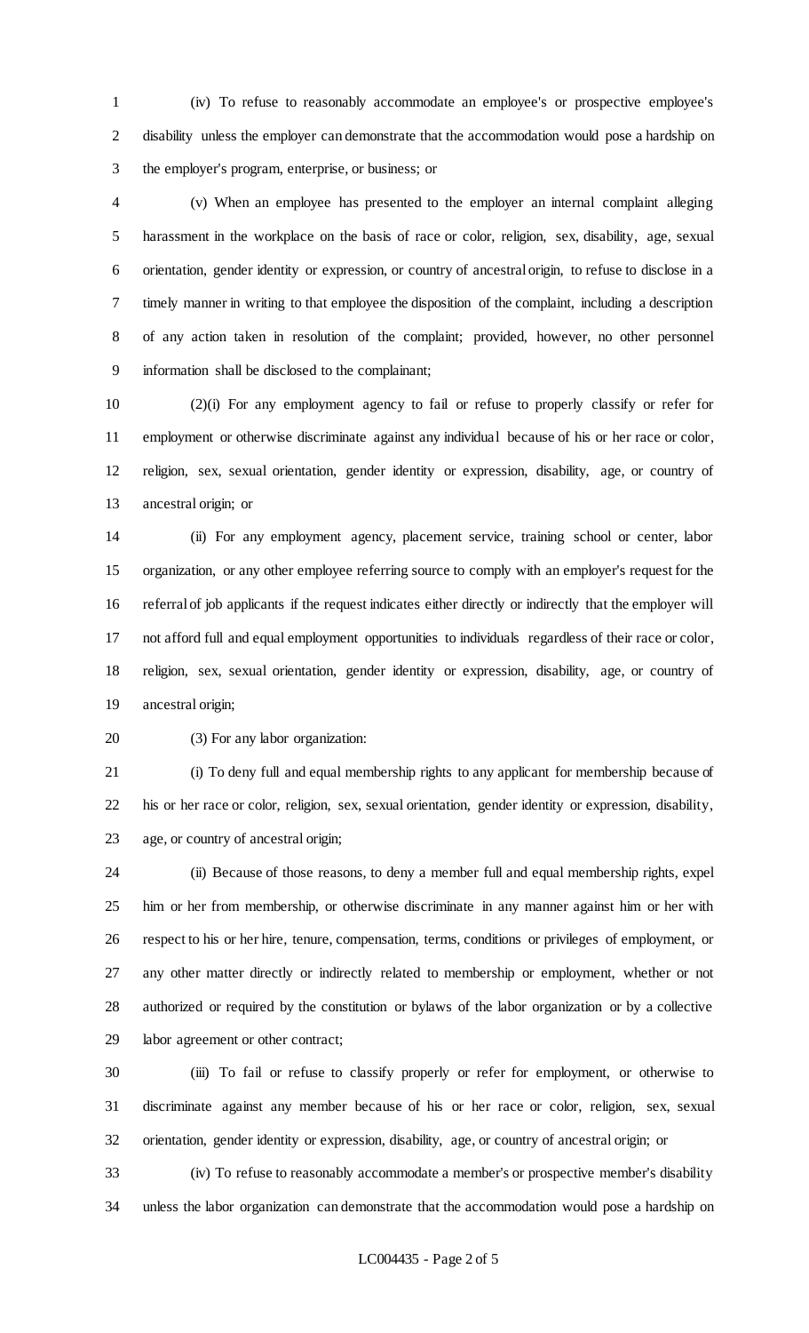(iv) To refuse to reasonably accommodate an employee's or prospective employee's disability unless the employer can demonstrate that the accommodation would pose a hardship on the employer's program, enterprise, or business; or

(v) When an employee has presented to the employer an internal complaint alleging harassment in the workplace on the basis of race or color, religion, sex, disability, age, sexual orientation, gender identity or expression, or country of ancestral origin, to refuse to disclose in a timely manner in writing to that employee the disposition of the complaint, including a description of any action taken in resolution of the complaint; provided, however, no other personnel information shall be disclosed to the complainant;

(2)(i) For any employment agency to fail or refuse to properly classify or refer for employment or otherwise discriminate against any individual because of his or her race or color, religion, sex, sexual orientation, gender identity or expression, disability, age, or country of ancestral origin; or

(ii) For any employment agency, placement service, training school or center, labor organization, or any other employee referring source to comply with an employer's request for the referral of job applicants if the request indicates either directly or indirectly that the employer will not afford full and equal employment opportunities to individuals regardless of their race or color, religion, sex, sexual orientation, gender identity or expression, disability, age, or country of ancestral origin;

(3) For any labor organization:

(i) To deny full and equal membership rights to any applicant for membership because of his or her race or color, religion, sex, sexual orientation, gender identity or expression, disability, age, or country of ancestral origin;

(ii) Because of those reasons, to deny a member full and equal membership rights, expel him or her from membership, or otherwise discriminate in any manner against him or her with respect to his or her hire, tenure, compensation, terms, conditions or privileges of employment, or any other matter directly or indirectly related to membership or employment, whether or not authorized or required by the constitution or bylaws of the labor organization or by a collective labor agreement or other contract;

(iii) To fail or refuse to classify properly or refer for employment, or otherwise to discriminate against any member because of his or her race or color, religion, sex, sexual orientation, gender identity or expression, disability, age, or country of ancestral origin; or

(iv) To refuse to reasonably accommodate a member's or prospective member's disability unless the labor organization can demonstrate that the accommodation would pose a hardship on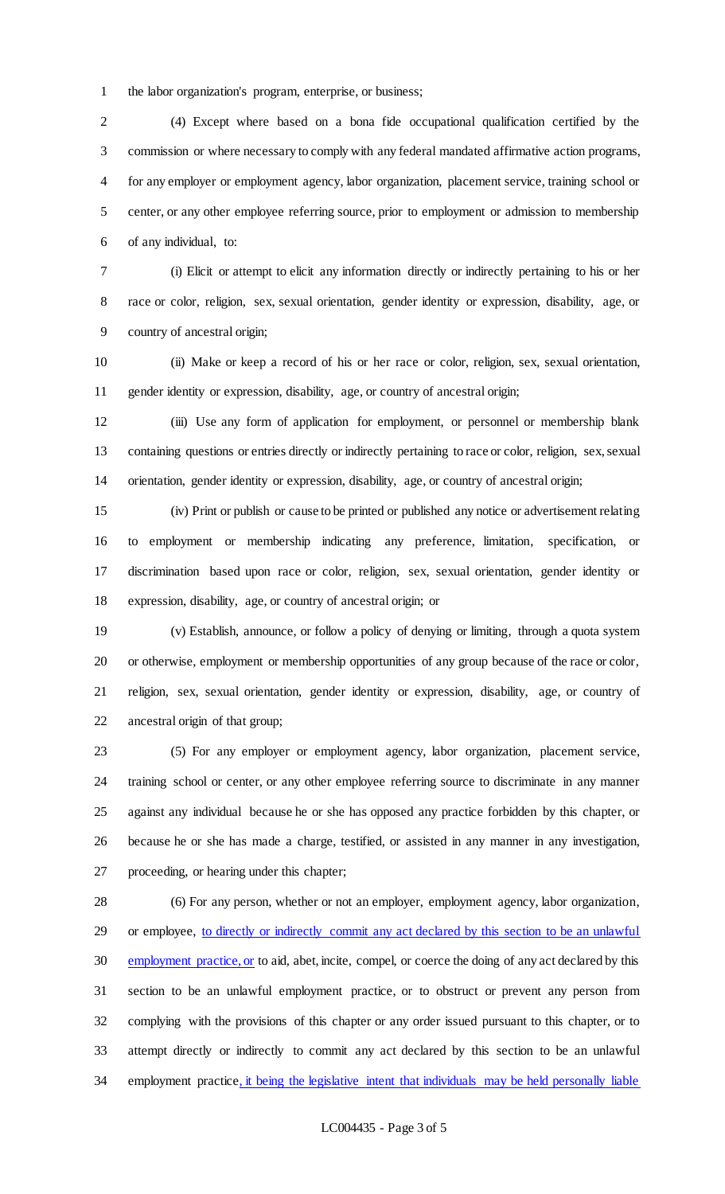the labor organization's program, enterprise, or business;

(4) Except where based on a bona fide occupational qualification certified by the commission or where necessary to comply with any federal mandated affirmative action programs, for any employer or employment agency, labor organization, placement service, training school or center, or any other employee referring source, prior to employment or admission to membership of any individual, to:

(i) Elicit or attempt to elicit any information directly or indirectly pertaining to his or her race or color, religion, sex, sexual orientation, gender identity or expression, disability, age, or country of ancestral origin;

(ii) Make or keep a record of his or her race or color, religion, sex, sexual orientation, gender identity or expression, disability, age, or country of ancestral origin;

(iii) Use any form of application for employment, or personnel or membership blank containing questions or entries directly or indirectly pertaining to race or color, religion, sex, sexual orientation, gender identity or expression, disability, age, or country of ancestral origin;

(iv) Print or publish or cause to be printed or published any notice or advertisement relating to employment or membership indicating any preference, limitation, specification, or discrimination based upon race or color, religion, sex, sexual orientation, gender identity or expression, disability, age, or country of ancestral origin; or

(v) Establish, announce, or follow a policy of denying or limiting, through a quota system or otherwise, employment or membership opportunities of any group because of the race or color, religion, sex, sexual orientation, gender identity or expression, disability, age, or country of ancestral origin of that group;

(5) For any employer or employment agency, labor organization, placement service, training school or center, or any other employee referring source to discriminate in any manner against any individual because he or she has opposed any practice forbidden by this chapter, or because he or she has made a charge, testified, or assisted in any manner in any investigation, proceeding, or hearing under this chapter;

(6) For any person, whether or not an employer, employment agency, labor organization, or employee, to directly or indirectly commit any act declared by this section to be an unlawful employment practice, or to aid, abet, incite, compel, or coerce the doing of any act declared by this section to be an unlawful employment practice, or to obstruct or prevent any person from complying with the provisions of this chapter or any order issued pursuant to this chapter, or to attempt directly or indirectly to commit any act declared by this section to be an unlawful employment practice, it being the legislative intent that individuals may be held personally liable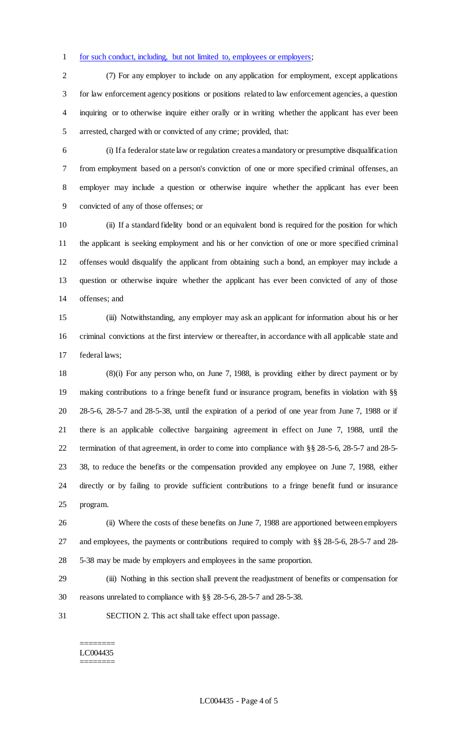for such conduct, including, but not limited to, employees or employers;

(7) For any employer to include on any application for employment, except applications for law enforcement agency positions or positions related to law enforcement agencies, a question inquiring or to otherwise inquire either orally or in writing whether the applicant has ever been arrested, charged with or convicted of any crime; provided, that:

(i) If a federal or state law or regulation creates a mandatory or presumptive disqualification from employment based on a person's conviction of one or more specified criminal offenses, an employer may include a question or otherwise inquire whether the applicant has ever been convicted of any of those offenses; or

(ii) If a standard fidelity bond or an equivalent bond is required for the position for which the applicant is seeking employment and his or her conviction of one or more specified criminal offenses would disqualify the applicant from obtaining such a bond, an employer may include a question or otherwise inquire whether the applicant has ever been convicted of any of those offenses; and

(iii) Notwithstanding, any employer may ask an applicant for information about his or her criminal convictions at the first interview or thereafter, in accordance with all applicable state and federal laws;

(8)(i) For any person who, on June 7, 1988, is providing either by direct payment or by making contributions to a fringe benefit fund or insurance program, benefits in violation with §§ 28-5-6, 28-5-7 and 28-5-38, until the expiration of a period of one year from June 7, 1988 or if there is an applicable collective bargaining agreement in effect on June 7, 1988, until the termination of that agreement, in order to come into compliance with §§ 28-5-6, 28-5-7 and 28-5-38, to reduce the benefits or the compensation provided any employee on June 7, 1988, either directly or by failing to provide sufficient contributions to a fringe benefit fund or insurance program.

(ii) Where the costs of these benefits on June 7, 1988 are apportioned between employers and employees, the payments or contributions required to comply with §§ 28-5-6, 28-5-7 and 28-5-38 may be made by employers and employees in the same proportion.

(iii) Nothing in this section shall prevent the readjustment of benefits or compensation for reasons unrelated to compliance with §§ 28-5-6, 28-5-7 and 28-5-38.

SECTION 2. This act shall take effect upon passage.

========
LC004435
========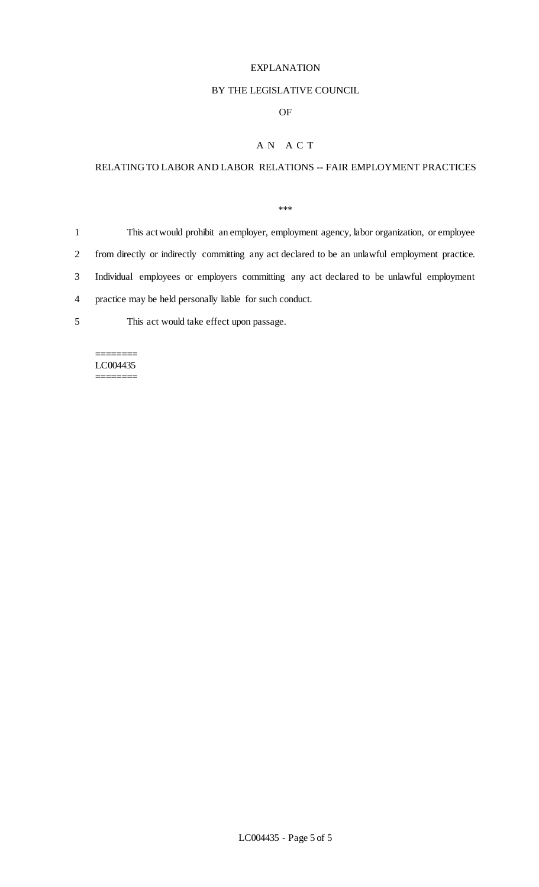EXPLANATION

BY THE LEGISLATIVE COUNCIL

OF

A N A C T

RELATING TO LABOR AND LABOR RELATIONS -- FAIR EMPLOYMENT PRACTICES

***

This act would prohibit an employer, employment agency, labor organization, or employee from directly or indirectly committing any act declared to be an unlawful employment practice. Individual employees or employers committing any act declared to be unlawful employment practice may be held personally liable for such conduct.

This act would take effect upon passage.

========
LC004435
========